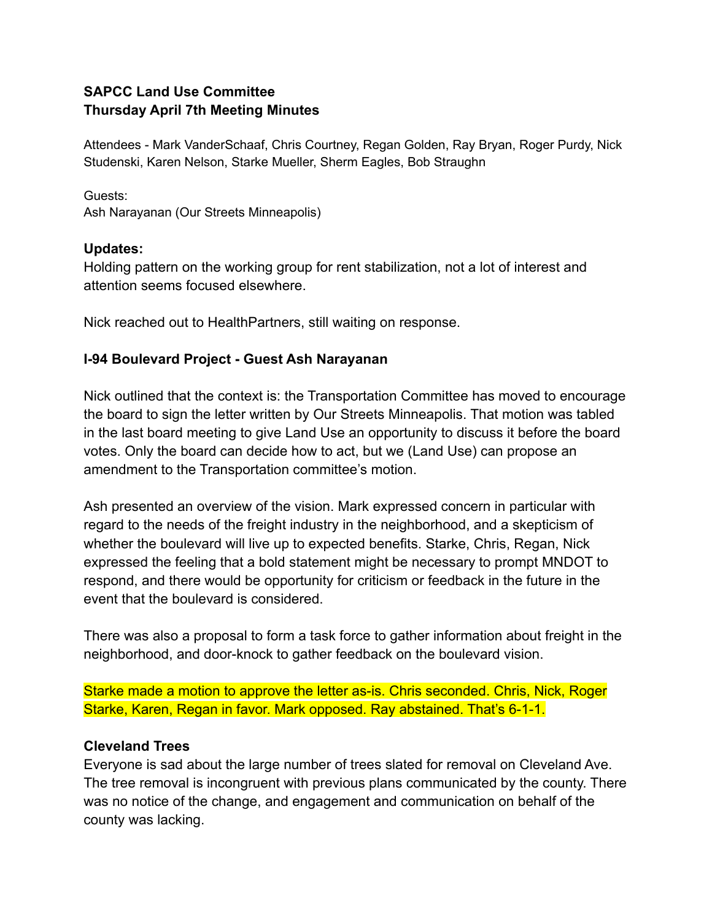**SAPCC Land Use Committee**
**Thursday April 7th Meeting Minutes**

Attendees - Mark VanderSchaaf, Chris Courtney, Regan Golden, Ray Bryan, Roger Purdy, Nick Studenski, Karen Nelson, Starke Mueller, Sherm Eagles, Bob Straughn

Guests:
Ash Narayanan (Our Streets Minneapolis)

**Updates:**
Holding pattern on the working group for rent stabilization, not a lot of interest and attention seems focused elsewhere.

Nick reached out to HealthPartners, still waiting on response.

**I-94 Boulevard Project - Guest Ash Narayanan**

Nick outlined that the context is: the Transportation Committee has moved to encourage the board to sign the letter written by Our Streets Minneapolis. That motion was tabled in the last board meeting to give Land Use an opportunity to discuss it before the board votes. Only the board can decide how to act, but we (Land Use) can propose an amendment to the Transportation committee's motion.

Ash presented an overview of the vision. Mark expressed concern in particular with regard to the needs of the freight industry in the neighborhood, and a skepticism of whether the boulevard will live up to expected benefits. Starke, Chris, Regan, Nick expressed the feeling that a bold statement might be necessary to prompt MNDOT to respond, and there would be opportunity for criticism or feedback in the future in the event that the boulevard is considered.

There was also a proposal to form a task force to gather information about freight in the neighborhood, and door-knock to gather feedback on the boulevard vision.

Starke made a motion to approve the letter as-is. Chris seconded. Chris, Nick, Roger Starke, Karen, Regan in favor. Mark opposed. Ray abstained. That's 6-1-1.

**Cleveland Trees**
Everyone is sad about the large number of trees slated for removal on Cleveland Ave. The tree removal is incongruent with previous plans communicated by the county. There was no notice of the change, and engagement and communication on behalf of the county was lacking.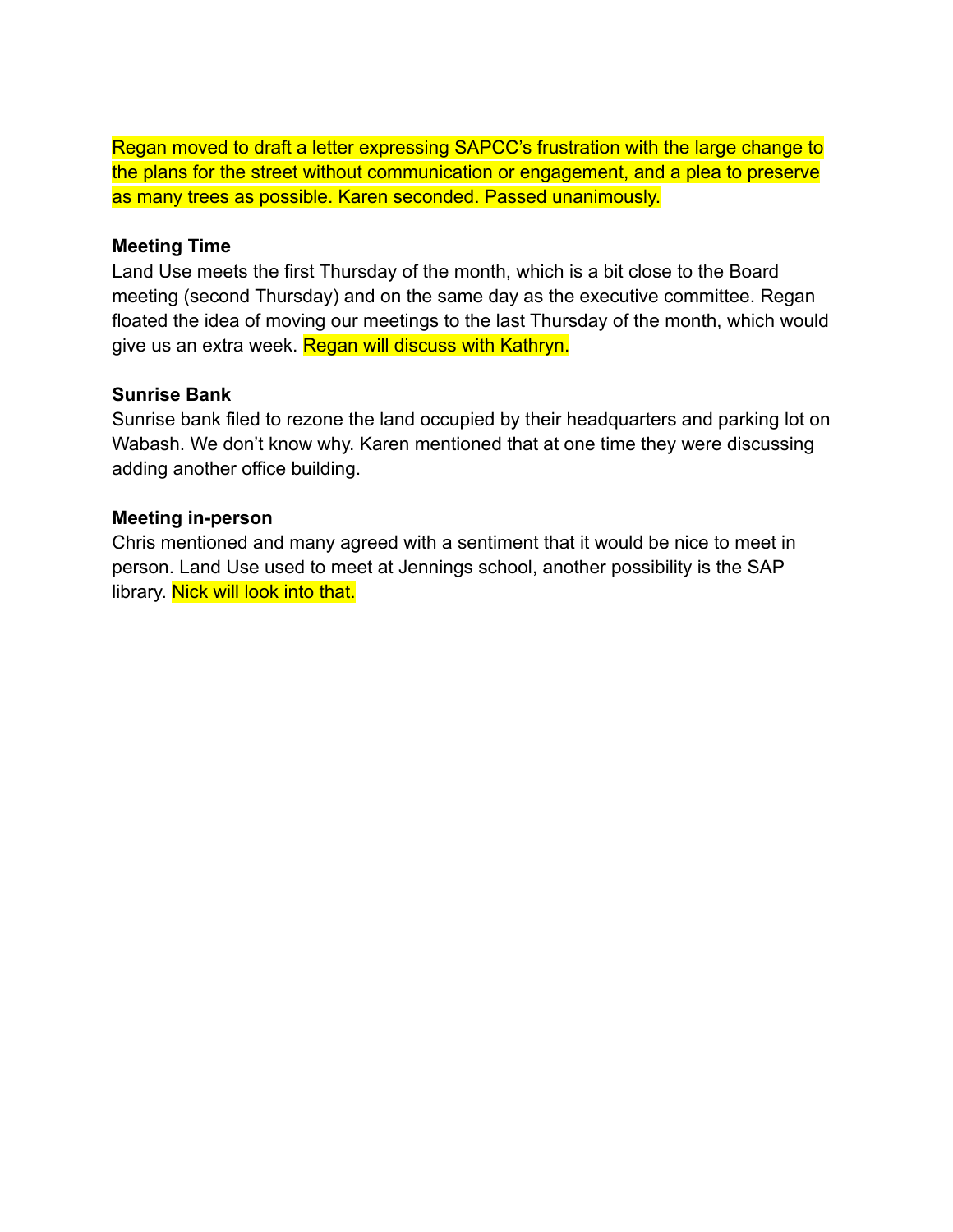Regan moved to draft a letter expressing SAPCC's frustration with the large change to the plans for the street without communication or engagement, and a plea to preserve as many trees as possible. Karen seconded. Passed unanimously.

**Meeting Time**

Land Use meets the first Thursday of the month, which is a bit close to the Board meeting (second Thursday) and on the same day as the executive committee. Regan floated the idea of moving our meetings to the last Thursday of the month, which would give us an extra week. Regan will discuss with Kathryn.

**Sunrise Bank**

Sunrise bank filed to rezone the land occupied by their headquarters and parking lot on Wabash. We don't know why. Karen mentioned that at one time they were discussing adding another office building.

**Meeting in-person**

Chris mentioned and many agreed with a sentiment that it would be nice to meet in person. Land Use used to meet at Jennings school, another possibility is the SAP library. Nick will look into that.